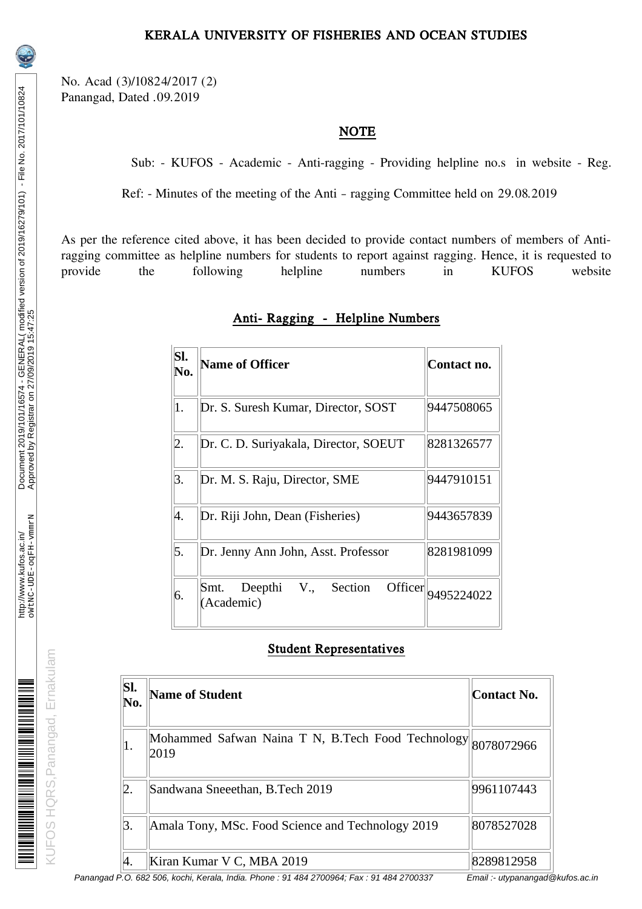# KERALA UNIVERSITY OF FISHERIES AND OCEAN STUDIES

No. Acad (3)/10824/2017 (2)
Panangad, Dated .09.2019

## NOTE

Sub: - KUFOS - Academic - Anti-ragging - Providing helpline no.s in website - Reg.

Ref: - Minutes of the meeting of the Anti – ragging Committee held on 29.08.2019

As per the reference cited above, it has been decided to provide contact numbers of members of Anti-ragging committee as helpline numbers for students to report against ragging. Hence, it is requested to provide the following helpline numbers in KUFOS website

### Anti- Ragging - Helpline Numbers

| Sl. No. | Name of Officer | Contact no. |
|---|---|---|
| 1. | Dr. S. Suresh Kumar, Director, SOST | 9447508065 |
| 2. | Dr. C. D. Suriyakala, Director, SOEUT | 8281326577 |
| 3. | Dr. M. S. Raju, Director, SME | 9447910151 |
| 4. | Dr. Riji John, Dean (Fisheries) | 9443657839 |
| 5. | Dr. Jenny Ann John, Asst. Professor | 8281981099 |
| 6. | Smt. Deepthi V., Section Officer (Academic) | 9495224022 |

### Student Representatives

| Sl. No. | Name of Student | Contact No. |
|---|---|---|
| 1. | Mohammed Safwan Naina T N, B.Tech Food Technology 2019 | 8078072966 |
| 2. | Sandwana Sneeethan, B.Tech 2019 | 9961107443 |
| 3. | Amala Tony, MSc. Food Science and Technology 2019 | 8078527028 |
| 4. | Kiran Kumar V C, MBA 2019 | 8289812958 |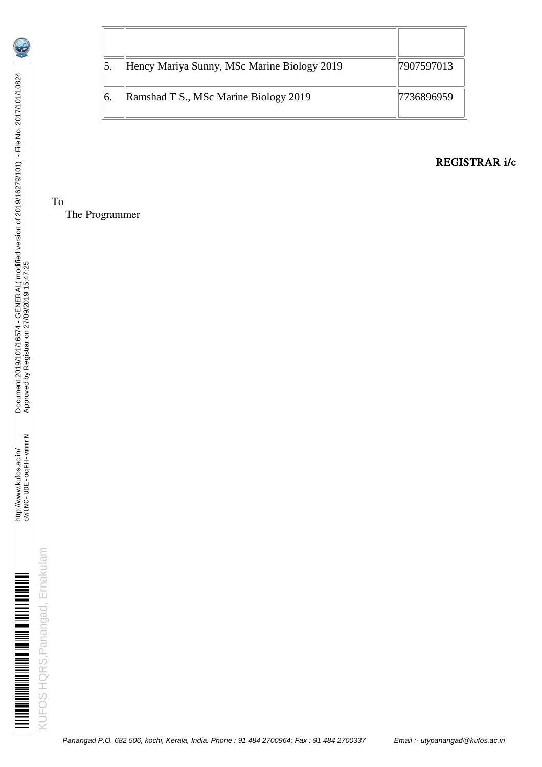| | | |
|---|---|---|
| | | |
| 5. | Hency Mariya Sunny, MSc Marine Biology 2019 | 7907597013 |
| 6. | Ramshad T S., MSc Marine Biology 2019 | 7736896959 |

**REGISTRAR i/c**

To
The Programmer